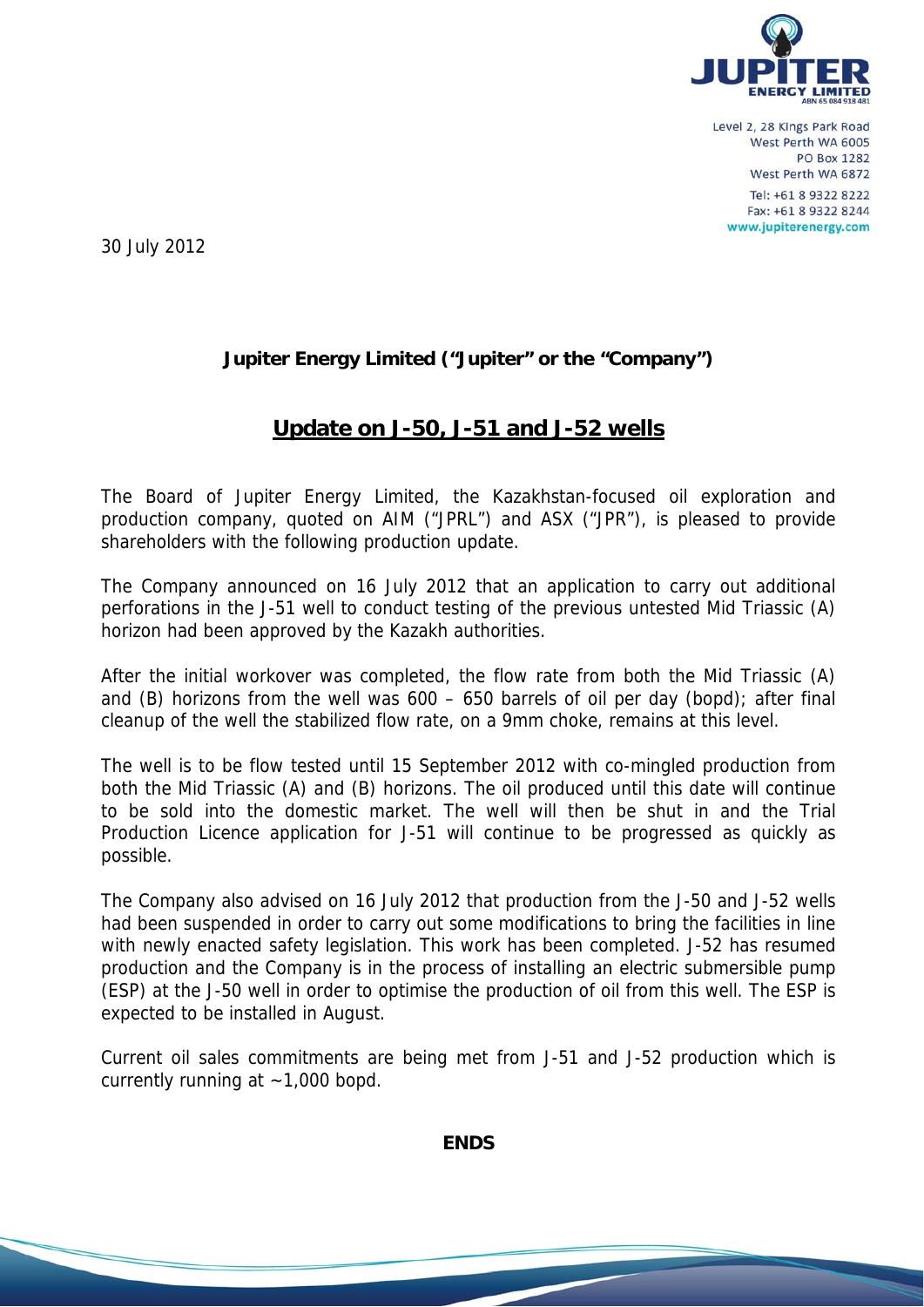Level 2, 28 Kings Park Road
West Perth WA 6005
PO Box 1282
West Perth WA 6872
Tel: +61 8 9322 8222
Fax: +61 8 9322 8244
www.jupiterenergy.com

30 July 2012

**Jupiter Energy Limited ("Jupiter" or the "Company")**

# Update on J-50, J-51 and J-52 wells

The Board of Jupiter Energy Limited, the Kazakhstan-focused oil exploration and production company, quoted on AIM ("JPRL") and ASX ("JPR"), is pleased to provide shareholders with the following production update.

The Company announced on 16 July 2012 that an application to carry out additional perforations in the J-51 well to conduct testing of the previous untested Mid Triassic (A) horizon had been approved by the Kazakh authorities.

After the initial workover was completed, the flow rate from both the Mid Triassic (A) and (B) horizons from the well was 600 – 650 barrels of oil per day (bopd); after final cleanup of the well the stabilized flow rate, on a 9mm choke, remains at this level.

The well is to be flow tested until 15 September 2012 with co-mingled production from both the Mid Triassic (A) and (B) horizons. The oil produced until this date will continue to be sold into the domestic market. The well will then be shut in and the Trial Production Licence application for J-51 will continue to be progressed as quickly as possible.

The Company also advised on 16 July 2012 that production from the J-50 and J-52 wells had been suspended in order to carry out some modifications to bring the facilities in line with newly enacted safety legislation. This work has been completed. J-52 has resumed production and the Company is in the process of installing an electric submersible pump (ESP) at the J-50 well in order to optimise the production of oil from this well. The ESP is expected to be installed in August.

Current oil sales commitments are being met from J-51 and J-52 production which is currently running at ~1,000 bopd.

**ENDS**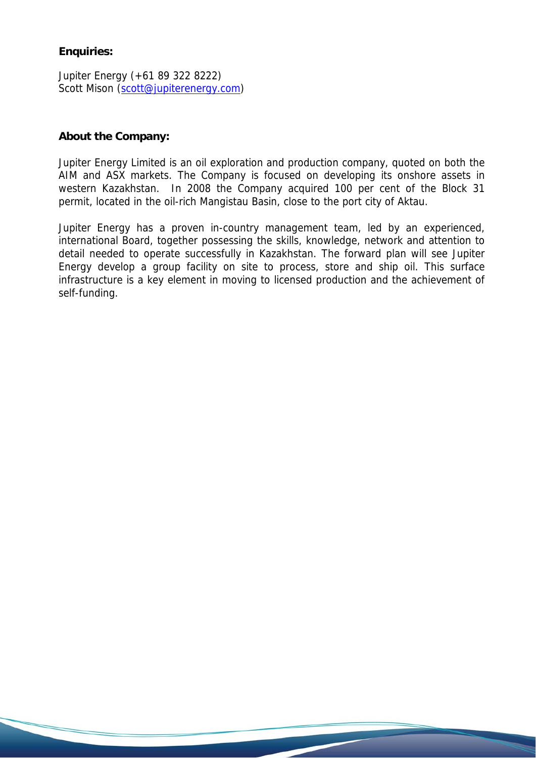**Enquiries:**

Jupiter Energy (+61 89 322 8222)
Scott Mison (scott@jupiterenergy.com)

**About the Company:**

Jupiter Energy Limited is an oil exploration and production company, quoted on both the AIM and ASX markets. The Company is focused on developing its onshore assets in western Kazakhstan. In 2008 the Company acquired 100 per cent of the Block 31 permit, located in the oil-rich Mangistau Basin, close to the port city of Aktau.

Jupiter Energy has a proven in-country management team, led by an experienced, international Board, together possessing the skills, knowledge, network and attention to detail needed to operate successfully in Kazakhstan. The forward plan will see Jupiter Energy develop a group facility on site to process, store and ship oil. This surface infrastructure is a key element in moving to licensed production and the achievement of self-funding.